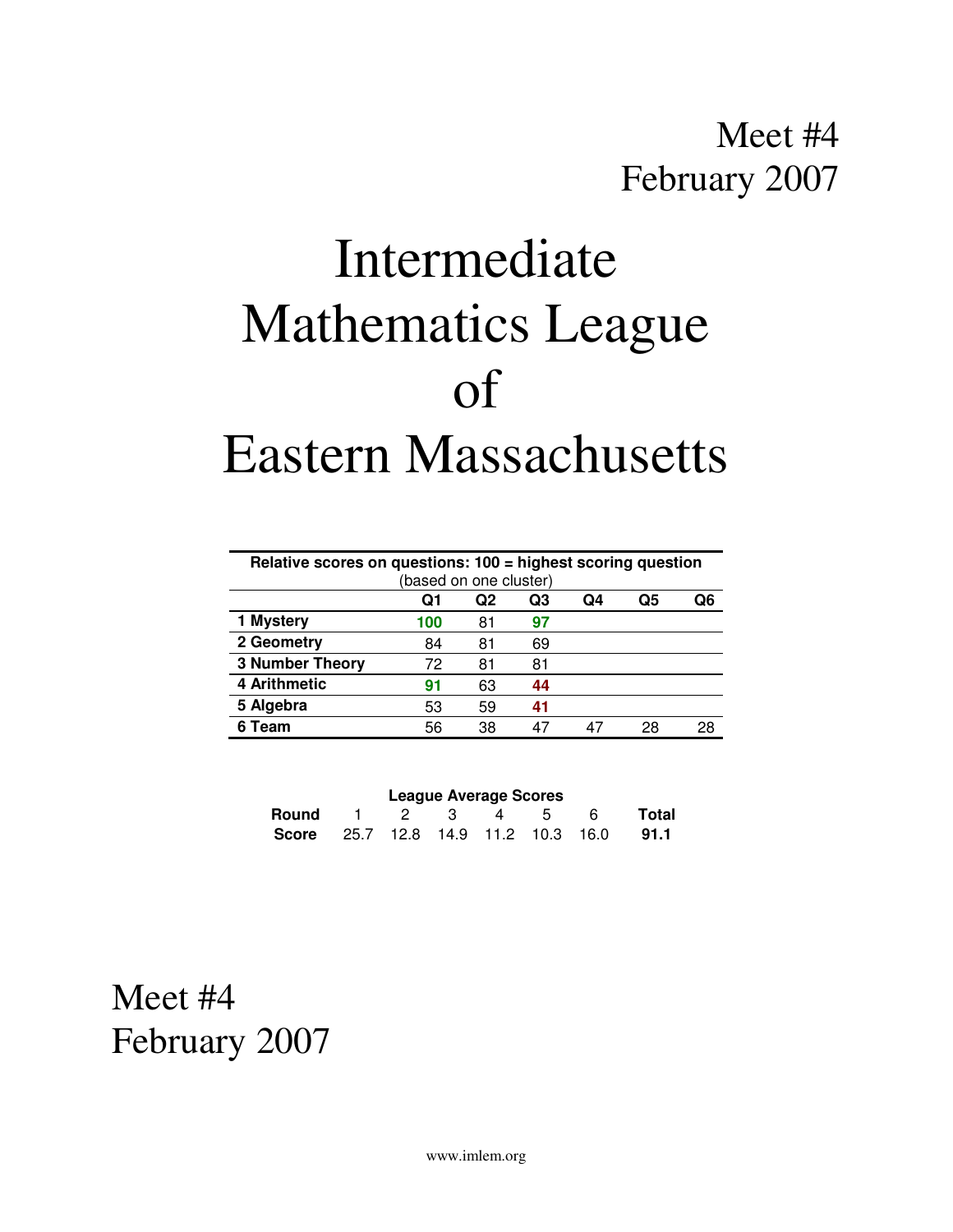Meet #4
February 2007

# Intermediate Mathematics League of Eastern Massachusetts

**Relative scores on questions: 100 = highest scoring question**
(based on one cluster)

| | Q1 | Q2 | Q3 | Q4 | Q5 | Q6 |
|---|---|---|---|---|---|---|
| **1 Mystery** | **100** | 81 | **97** | | | |
| **2 Geometry** | 84 | 81 | 69 | | | |
| **3 Number Theory** | 72 | 81 | 81 | | | |
| **4 Arithmetic** | **91** | 63 | **44** | | | |
| **5 Algebra** | 53 | 59 | **41** | | | |
| **6 Team** | 56 | 38 | 47 | 47 | 28 | 28 |

**League Average Scores**

| **Round** | 1 | 2 | 3 | 4 | 5 | 6 | **Total** |
|---|---|---|---|---|---|---|---|
| **Score** | 25.7 | 12.8 | 14.9 | 11.2 | 10.3 | 16.0 | **91.1** |

Meet #4
February 2007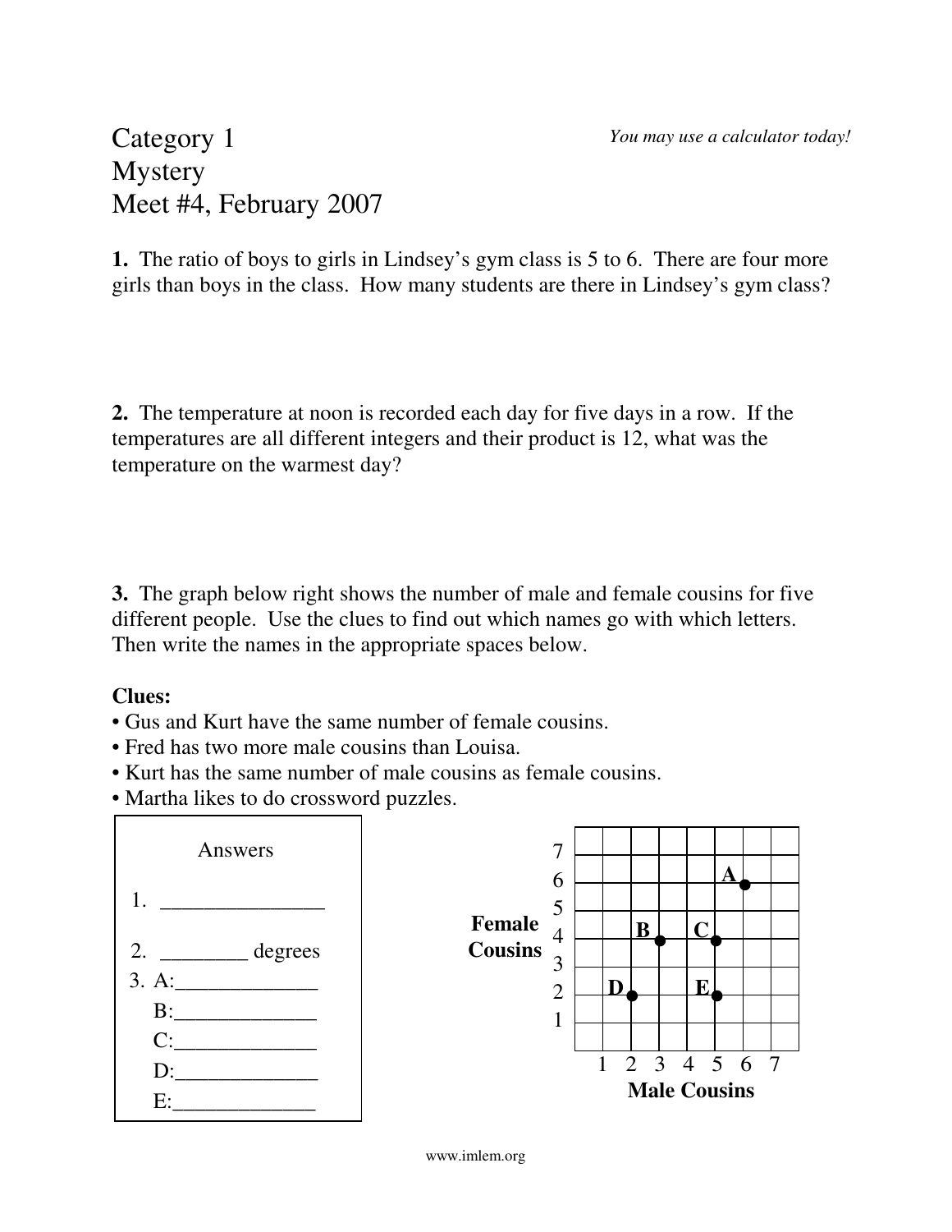# Category 1
# Mystery
# Meet #4, February 2007

*You may use a calculator today!*

**1.** The ratio of boys to girls in Lindsey's gym class is 5 to 6. There are four more girls than boys in the class. How many students are there in Lindsey's gym class?

**2.** The temperature at noon is recorded each day for five days in a row. If the temperatures are all different integers and their product is 12, what was the temperature on the warmest day?

**3.** The graph below right shows the number of male and female cousins for five different people. Use the clues to find out which names go with which letters. Then write the names in the appropriate spaces below.

**Clues:**

- Gus and Kurt have the same number of female cousins.
- Fred has two more male cousins than Louisa.
- Kurt has the same number of male cousins as female cousins.
- Martha likes to do crossword puzzles.

| Point | Male Cousins | Female Cousins |
|---|---|---|
| A | 6 | 6 |
| B | 3 | 4 |
| C | 5 | 4 |
| D | 2 | 2 |
| E | 5 | 2 |

**Answers**

1. _______________

2. ________ degrees

3. A:_____________
   B:_____________
   C:_____________
   D:_____________
   E:_____________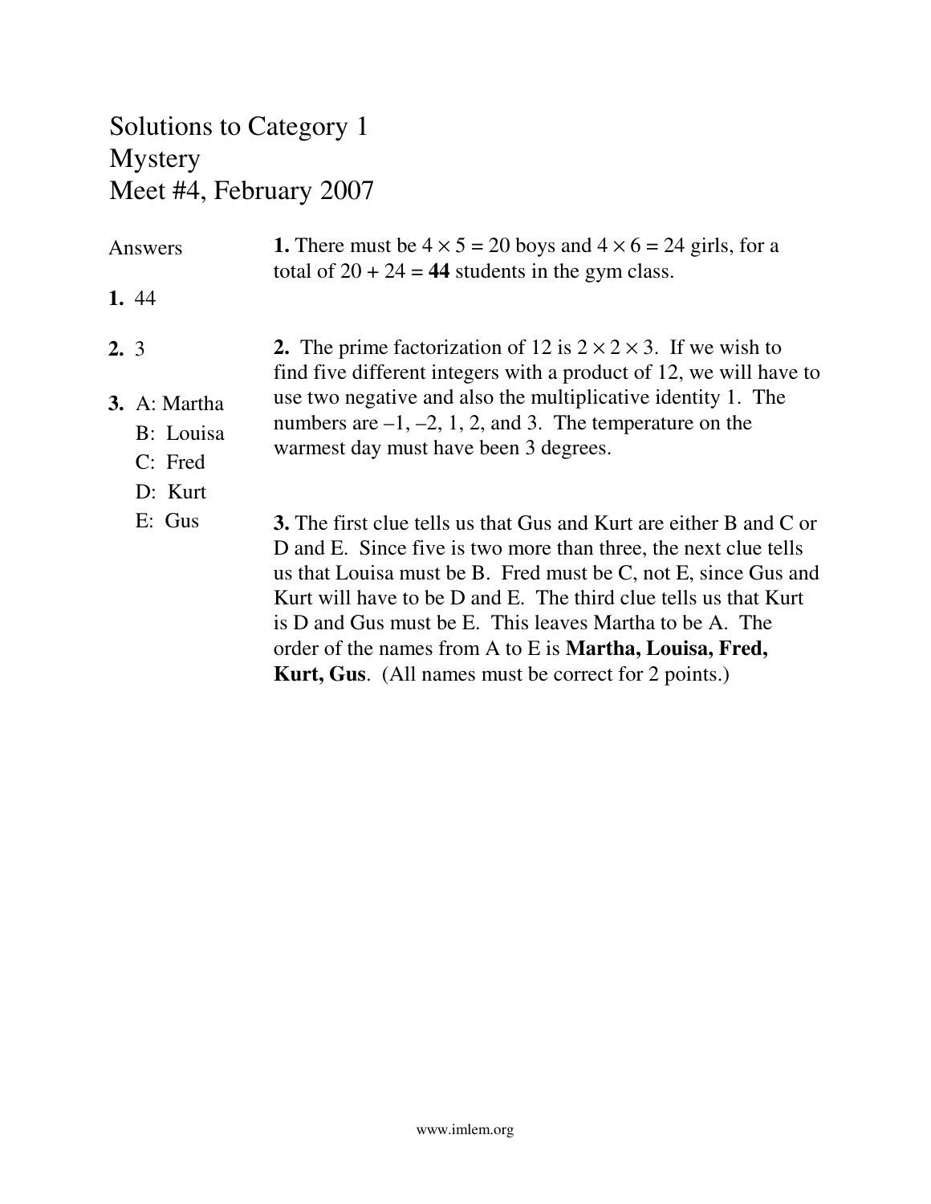# Solutions to Category 1
# Mystery
# Meet #4, February 2007

**Answers**

**1.** 44

**2.** 3

**3.** A: Martha
B: Louisa
C: Fred
D: Kurt
E: Gus

**1.** There must be $4 \times 5 = 20$ boys and $4 \times 6 = 24$ girls, for a total of $20 + 24 =$ **44** students in the gym class.

**2.** The prime factorization of 12 is $2 \times 2 \times 3$. If we wish to find five different integers with a product of 12, we will have to use two negative and also the multiplicative identity 1. The numbers are $-1$, $-2$, 1, 2, and 3. The temperature on the warmest day must have been 3 degrees.

**3.** The first clue tells us that Gus and Kurt are either B and C or D and E. Since five is two more than three, the next clue tells us that Louisa must be B. Fred must be C, not E, since Gus and Kurt will have to be D and E. The third clue tells us that Kurt is D and Gus must be E. This leaves Martha to be A. The order of the names from A to E is **Martha, Louisa, Fred, Kurt, Gus**. (All names must be correct for 2 points.)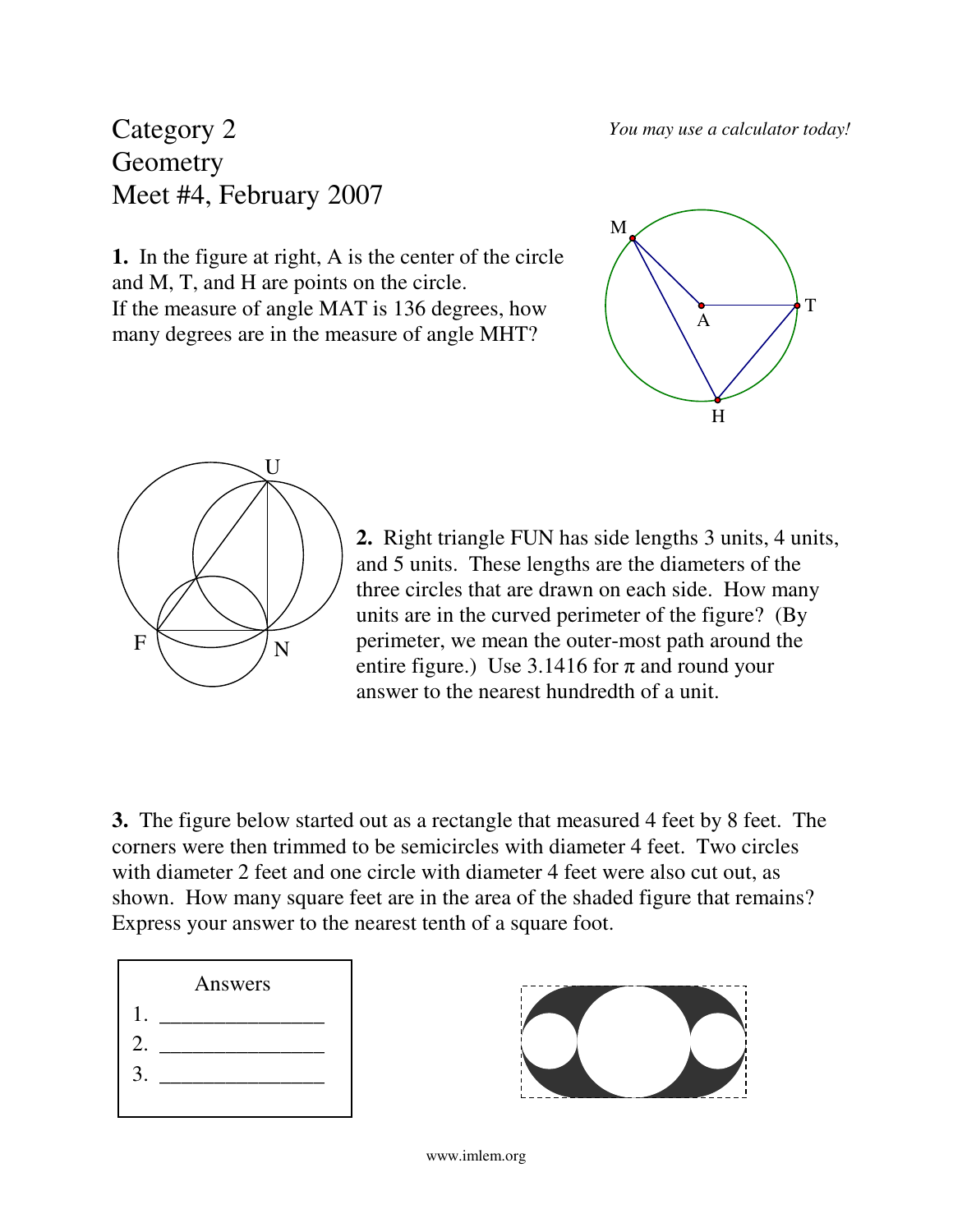Category 2
Geometry
Meet #4, February 2007

*You may use a calculator today!*

**1.** In the figure at right, A is the center of the circle and M, T, and H are points on the circle.
If the measure of angle MAT is 136 degrees, how many degrees are in the measure of angle MHT?

**2.** Right triangle FUN has side lengths 3 units, 4 units, and 5 units. These lengths are the diameters of the three circles that are drawn on each side. How many units are in the curved perimeter of the figure? (By perimeter, we mean the outer-most path around the entire figure.) Use 3.1416 for $\pi$ and round your answer to the nearest hundredth of a unit.

**3.** The figure below started out as a rectangle that measured 4 feet by 8 feet. The corners were then trimmed to be semicircles with diameter 4 feet. Two circles with diameter 2 feet and one circle with diameter 4 feet were also cut out, as shown. How many square feet are in the area of the shaded figure that remains? Express your answer to the nearest tenth of a square foot.

Answers

1. _______________
2. _______________
3. _______________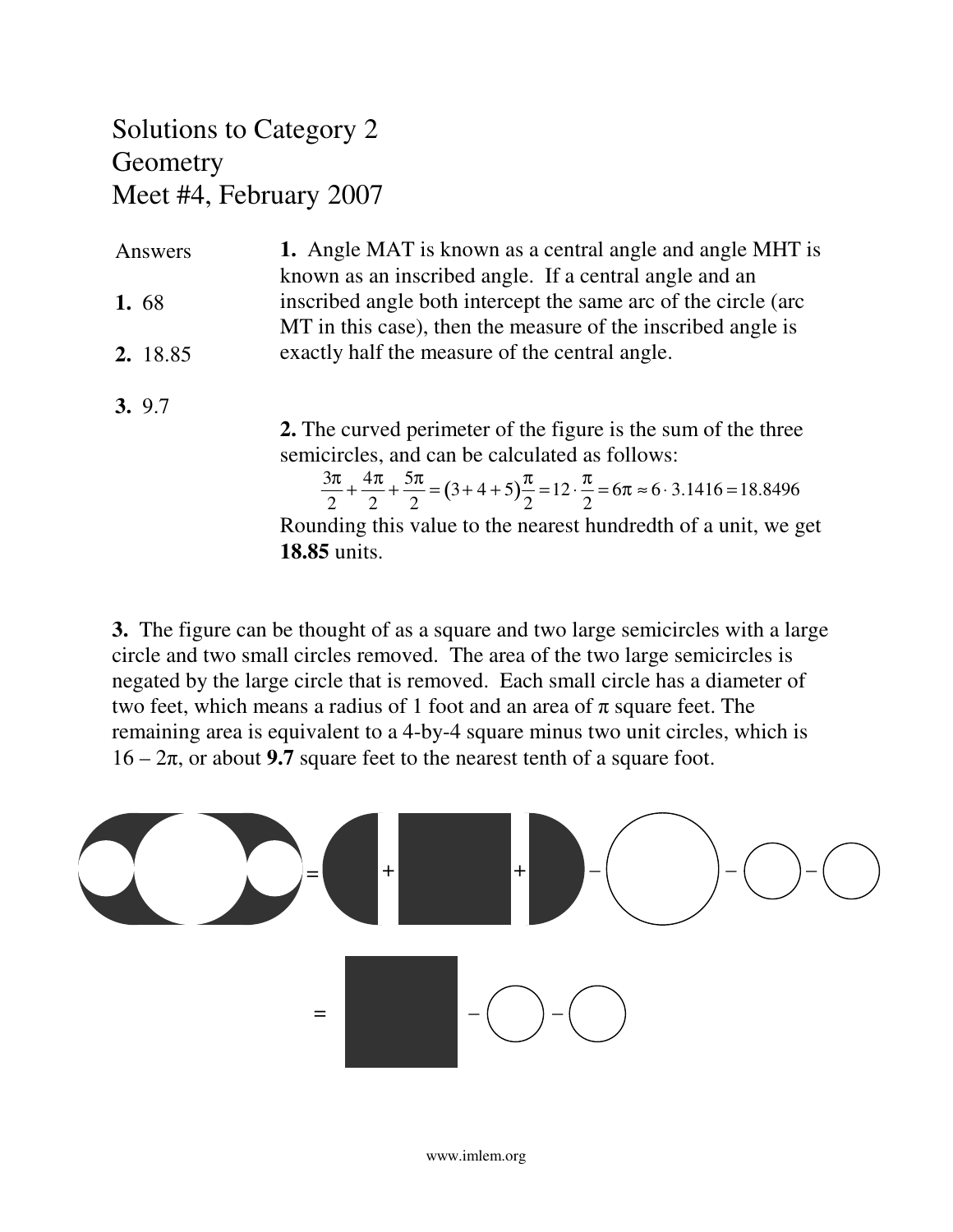# Solutions to Category 2
# Geometry
# Meet #4, February 2007

Answers

**1.** 68

**2.** 18.85

**3.** 9.7

**1.** Angle MAT is known as a central angle and angle MHT is known as an inscribed angle. If a central angle and an inscribed angle both intercept the same arc of the circle (arc MT in this case), then the measure of the inscribed angle is exactly half the measure of the central angle.

**2.** The curved perimeter of the figure is the sum of the three semicircles, and can be calculated as follows:

$$\frac{3\pi}{2} + \frac{4\pi}{2} + \frac{5\pi}{2} = (3+4+5)\frac{\pi}{2} = 12 \cdot \frac{\pi}{2} = 6\pi \approx 6 \cdot 3.1416 = 18.8496$$

Rounding this value to the nearest hundredth of a unit, we get **18.85** units.

**3.** The figure can be thought of as a square and two large semicircles with a large circle and two small circles removed. The area of the two large semicircles is negated by the large circle that is removed. Each small circle has a diameter of two feet, which means a radius of 1 foot and an area of $\pi$ square feet. The remaining area is equivalent to a 4-by-4 square minus two unit circles, which is $16 - 2\pi$, or about **9.7** square feet to the nearest tenth of a square foot.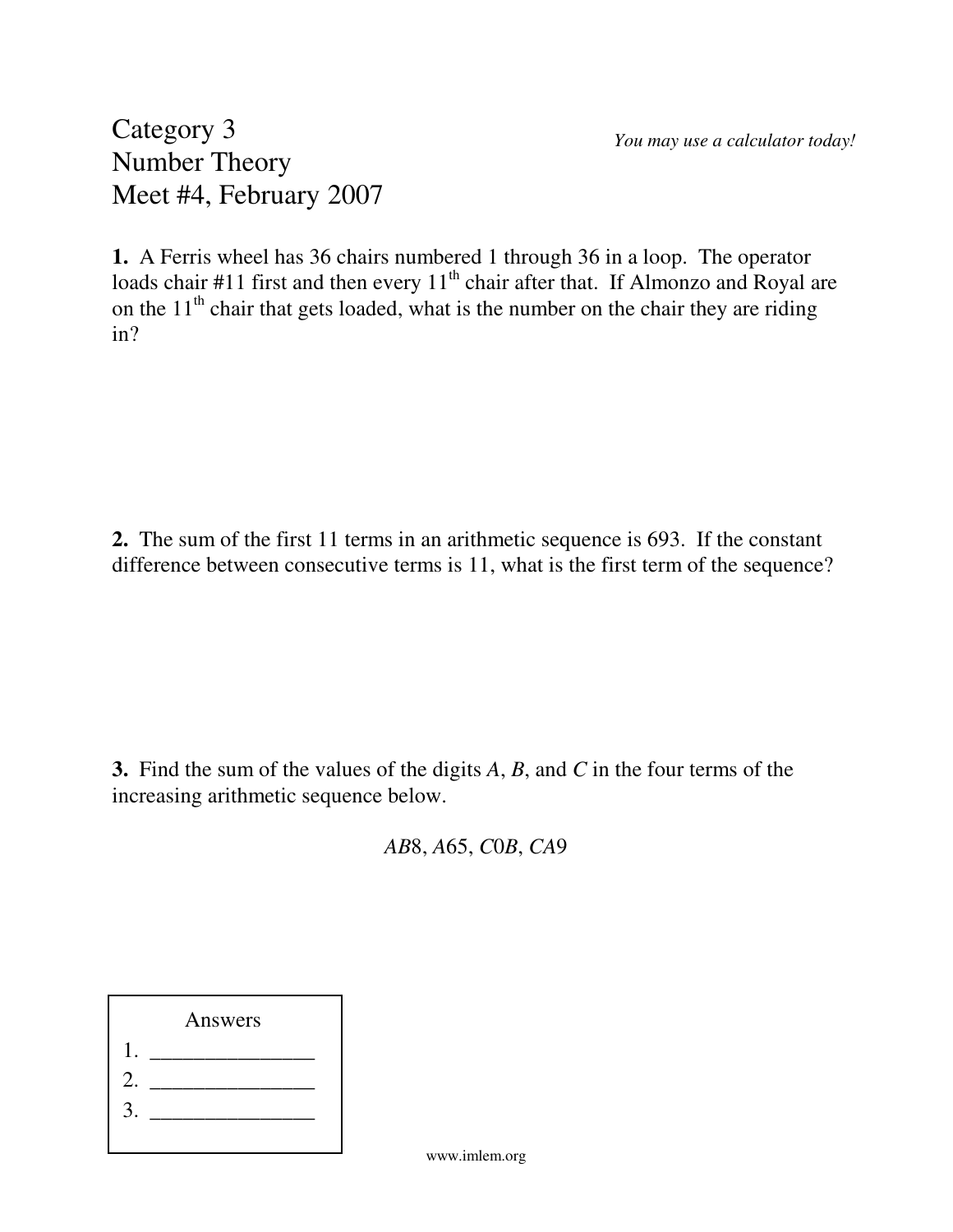# Category 3
# Number Theory
# Meet #4, February 2007

*You may use a calculator today!*

**1.** A Ferris wheel has 36 chairs numbered 1 through 36 in a loop. The operator loads chair #11 first and then every $11^{th}$ chair after that. If Almonzo and Royal are on the $11^{th}$ chair that gets loaded, what is the number on the chair they are riding in?

**2.** The sum of the first 11 terms in an arithmetic sequence is 693. If the constant difference between consecutive terms is 11, what is the first term of the sequence?

**3.** Find the sum of the values of the digits $A$, $B$, and $C$ in the four terms of the increasing arithmetic sequence below.

$$AB8,\ A65,\ C0B,\ CA9$$

| Answers |
| --- |
| 1. _______________ |
| 2. _______________ |
| 3. _______________ |

www.imlem.org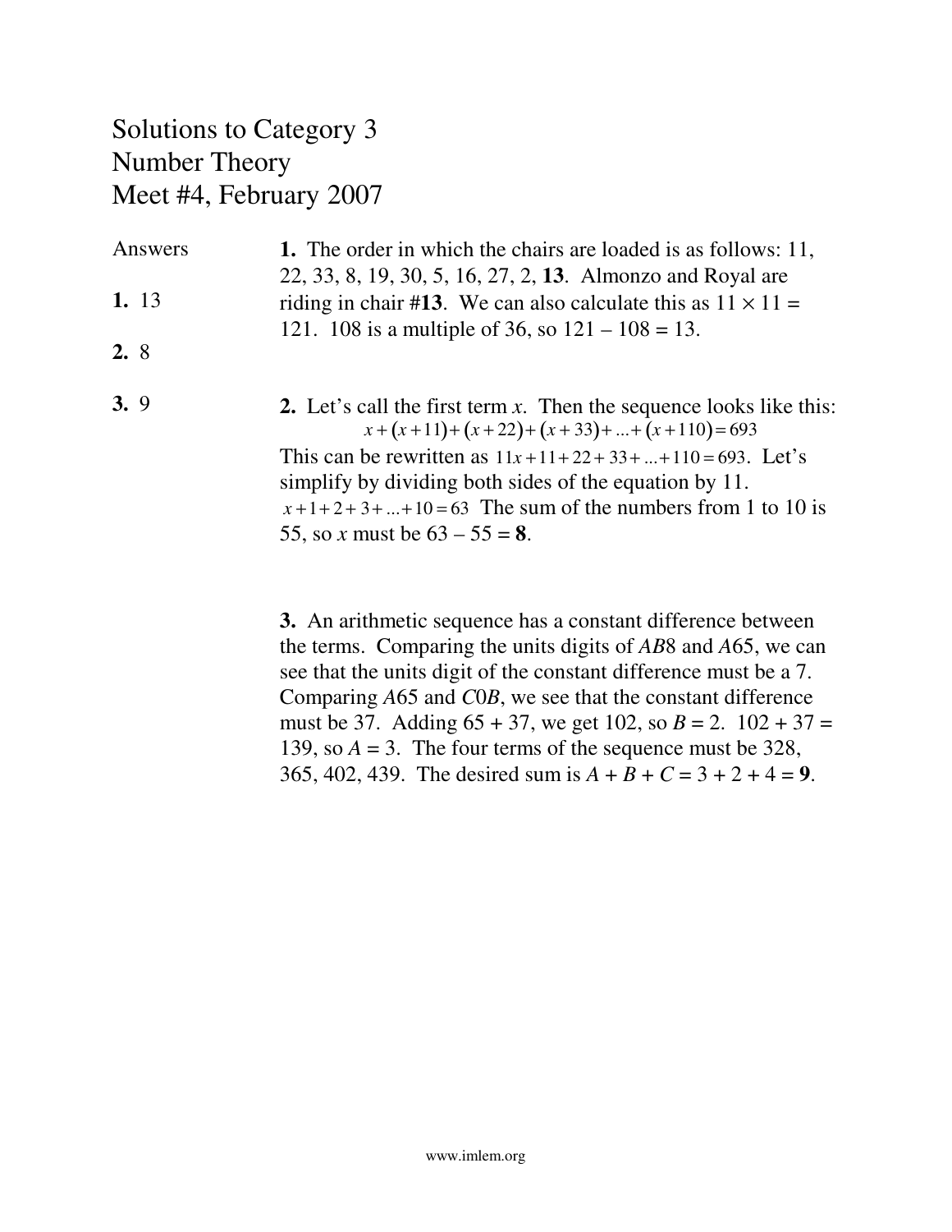# Solutions to Category 3
# Number Theory
# Meet #4, February 2007

**Answers**

**1.** 13

**2.** 8

**3.** 9

**1.** The order in which the chairs are loaded is as follows: 11, 22, 33, 8, 19, 30, 5, 16, 27, 2, **13**. Almonzo and Royal are riding in chair #**13**. We can also calculate this as $11 \times 11 = 121$. 108 is a multiple of 36, so $121 - 108 = 13$.

**2.** Let's call the first term *x*. Then the sequence looks like this:

$$x + (x+11) + (x+22) + (x+33) + ... + (x+110) = 693$$

This can be rewritten as $11x + 11 + 22 + 33 + ... + 110 = 693$. Let's simplify by dividing both sides of the equation by 11. $x + 1 + 2 + 3 + ... + 10 = 63$ The sum of the numbers from 1 to 10 is 55, so *x* must be $63 - 55 =$ **8**.

**3.** An arithmetic sequence has a constant difference between the terms. Comparing the units digits of *AB*8 and *A*65, we can see that the units digit of the constant difference must be a 7. Comparing *A*65 and *C*0*B*, we see that the constant difference must be 37. Adding $65 + 37$, we get 102, so $B = 2$. $102 + 37 = 139$, so $A = 3$. The four terms of the sequence must be 328, 365, 402, 439. The desired sum is $A + B + C = 3 + 2 + 4 =$ **9**.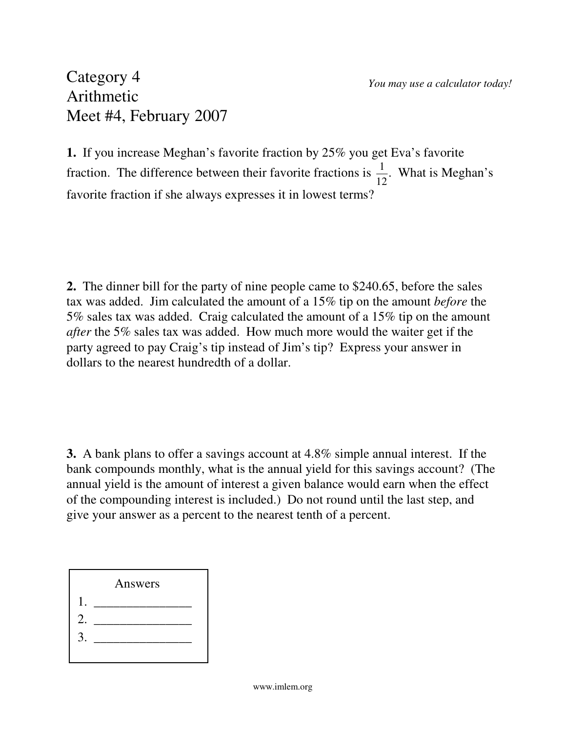# Category 4
# Arithmetic
# Meet #4, February 2007

*You may use a calculator today!*

**1.** If you increase Meghan's favorite fraction by 25% you get Eva's favorite fraction. The difference between their favorite fractions is $\frac{1}{12}$. What is Meghan's favorite fraction if she always expresses it in lowest terms?

**2.** The dinner bill for the party of nine people came to $240.65, before the sales tax was added. Jim calculated the amount of a 15% tip on the amount *before* the 5% sales tax was added. Craig calculated the amount of a 15% tip on the amount *after* the 5% sales tax was added. How much more would the waiter get if the party agreed to pay Craig's tip instead of Jim's tip? Express your answer in dollars to the nearest hundredth of a dollar.

**3.** A bank plans to offer a savings account at 4.8% simple annual interest. If the bank compounds monthly, what is the annual yield for this savings account? (The annual yield is the amount of interest a given balance would earn when the effect of the compounding interest is included.) Do not round until the last step, and give your answer as a percent to the nearest tenth of a percent.

| Answers |
| --- |
| 1. _______________ |
| 2. _______________ |
| 3. _______________ |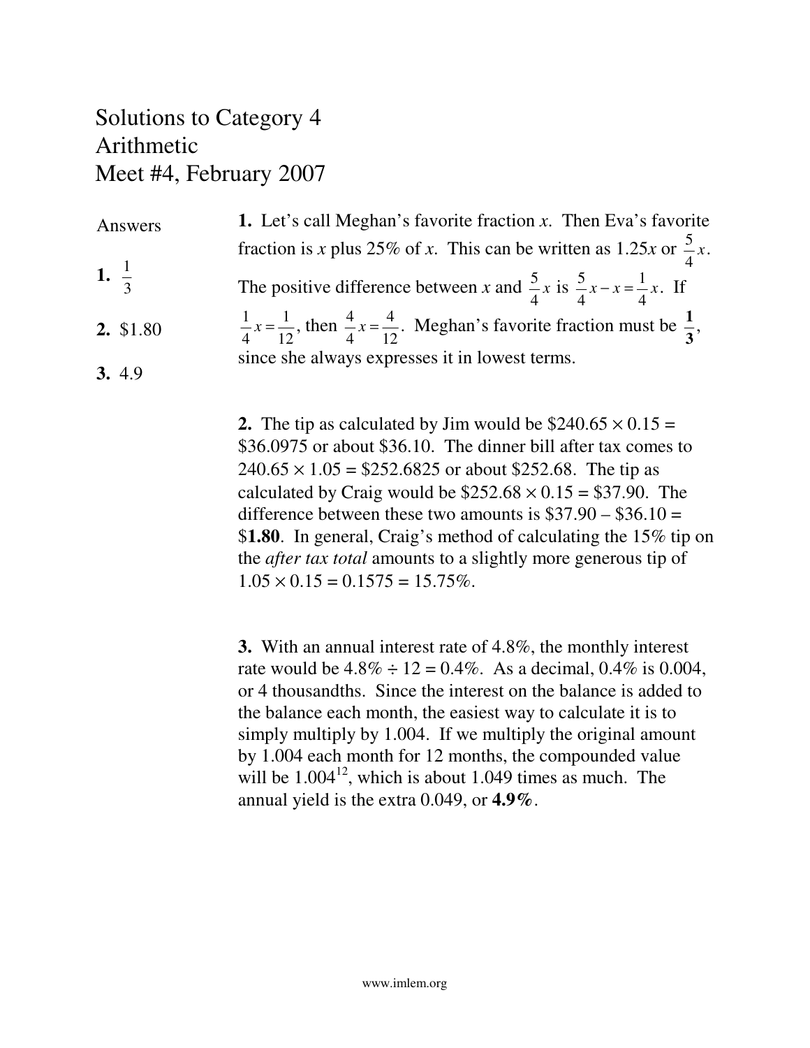# Solutions to Category 4
# Arithmetic
# Meet #4, February 2007

**Answers**

**1.** $\frac{1}{3}$

**2.** $1.80

**3.** 4.9

**1.** Let's call Meghan's favorite fraction *x*. Then Eva's favorite fraction is *x* plus 25% of *x*. This can be written as 1.25*x* or $\frac{5}{4}x$. The positive difference between $x$ and $\frac{5}{4}x$ is $\frac{5}{4}x - x = \frac{1}{4}x$. If $\frac{1}{4}x = \frac{1}{12}$, then $\frac{4}{4}x = \frac{4}{12}$. Meghan's favorite fraction must be $\mathbf{\frac{1}{3}}$, since she always expresses it in lowest terms.

**2.** The tip as calculated by Jim would be $240.65 × 0.15 = $36.0975 or about $36.10. The dinner bill after tax comes to 240.65 × 1.05 = $252.6825 or about $252.68. The tip as calculated by Craig would be $252.68 × 0.15 = $37.90. The difference between these two amounts is $37.90 – $36.10 = $**1.80**. In general, Craig's method of calculating the 15% tip on the *after tax total* amounts to a slightly more generous tip of 1.05 × 0.15 = 0.1575 = 15.75%.

**3.** With an annual interest rate of 4.8%, the monthly interest rate would be 4.8% ÷ 12 = 0.4%. As a decimal, 0.4% is 0.004, or 4 thousandths. Since the interest on the balance is added to the balance each month, the easiest way to calculate it is to simply multiply by 1.004. If we multiply the original amount by 1.004 each month for 12 months, the compounded value will be $1.004^{12}$, which is about 1.049 times as much. The annual yield is the extra 0.049, or **4.9%**.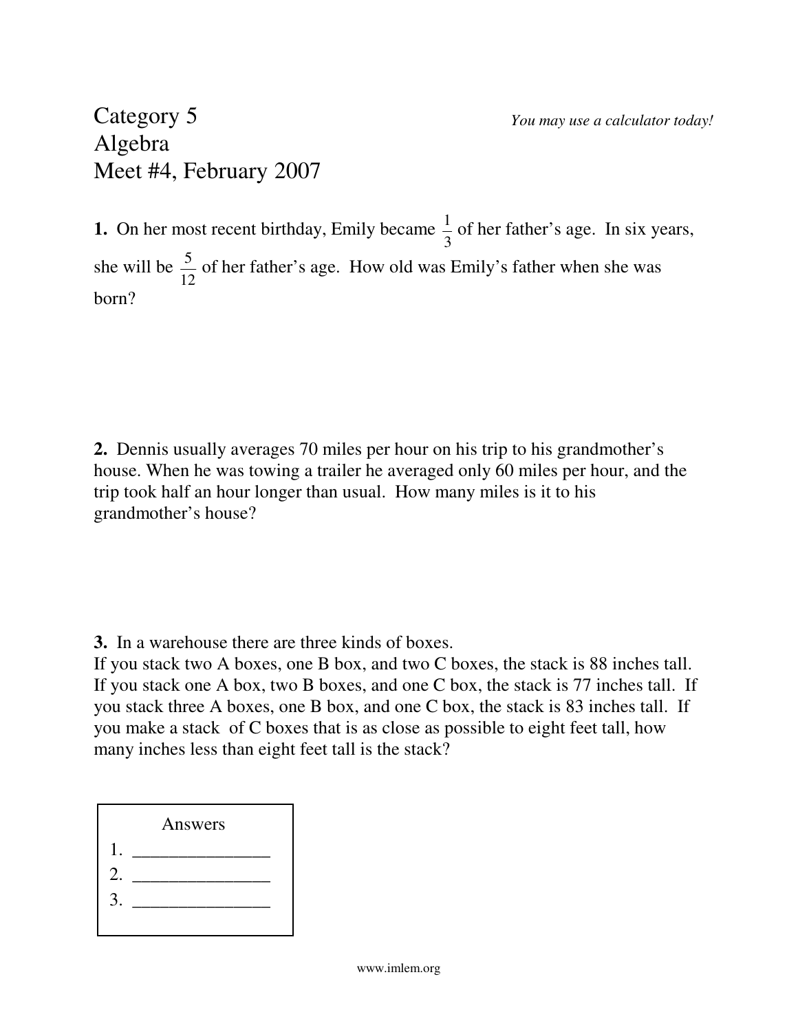# Category 5
# Algebra
# Meet #4, February 2007

*You may use a calculator today!*

**1.** On her most recent birthday, Emily became $\frac{1}{3}$ of her father's age. In six years, she will be $\frac{5}{12}$ of her father's age. How old was Emily's father when she was born?

**2.** Dennis usually averages 70 miles per hour on his trip to his grandmother's house. When he was towing a trailer he averaged only 60 miles per hour, and the trip took half an hour longer than usual. How many miles is it to his grandmother's house?

**3.** In a warehouse there are three kinds of boxes.
If you stack two A boxes, one B box, and two C boxes, the stack is 88 inches tall. If you stack one A box, two B boxes, and one C box, the stack is 77 inches tall. If you stack three A boxes, one B box, and one C box, the stack is 83 inches tall. If you make a stack of C boxes that is as close as possible to eight feet tall, how many inches less than eight feet tall is the stack?

| Answers |
| --- |
| 1. _______________ |
| 2. _______________ |
| 3. _______________ |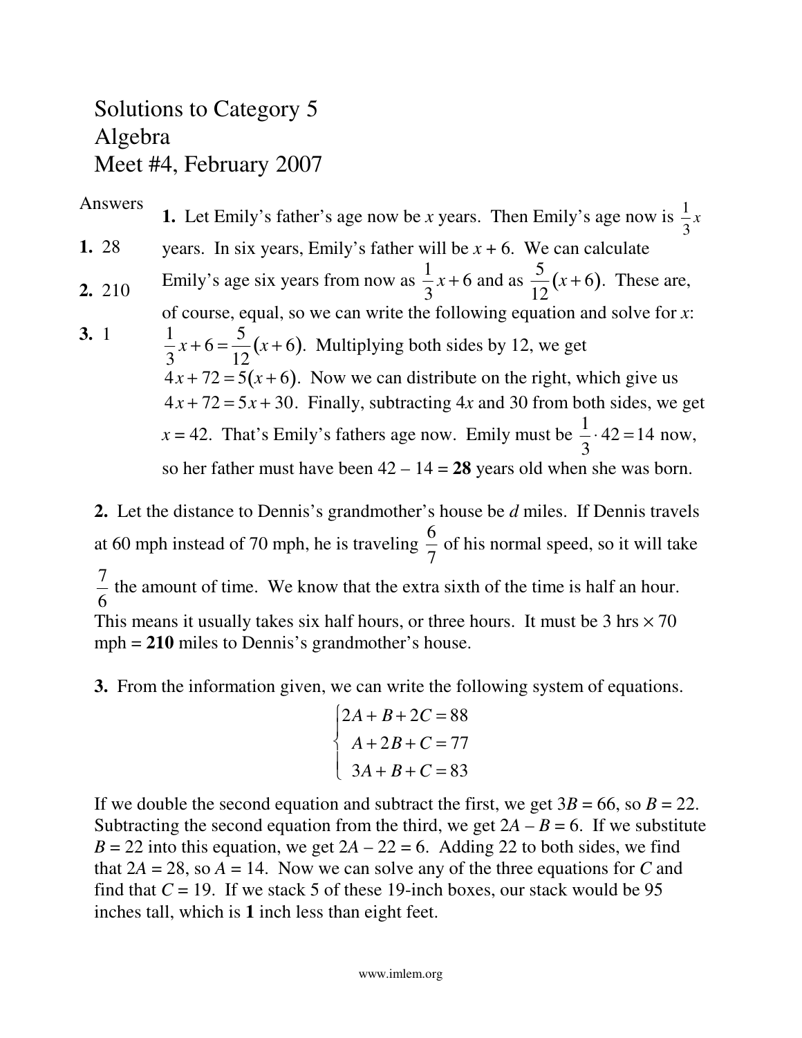# Solutions to Category 5
# Algebra
# Meet #4, February 2007

**Answers**

1. 28
2. 210
3. 1

**1.** Let Emily's father's age now be $x$ years. Then Emily's age now is $\frac{1}{3}x$ years. In six years, Emily's father will be $x + 6$. We can calculate Emily's age six years from now as $\frac{1}{3}x + 6$ and as $\frac{5}{12}(x+6)$. These are, of course, equal, so we can write the following equation and solve for $x$: $\frac{1}{3}x + 6 = \frac{5}{12}(x+6)$. Multiplying both sides by 12, we get $4x + 72 = 5(x+6)$. Now we can distribute on the right, which give us $4x + 72 = 5x + 30$. Finally, subtracting $4x$ and 30 from both sides, we get $x = 42$. That's Emily's fathers age now. Emily must be $\frac{1}{3} \cdot 42 = 14$ now, so her father must have been 42 – 14 = **28** years old when she was born.

**2.** Let the distance to Dennis's grandmother's house be $d$ miles. If Dennis travels at 60 mph instead of 70 mph, he is traveling $\frac{6}{7}$ of his normal speed, so it will take $\frac{7}{6}$ the amount of time. We know that the extra sixth of the time is half an hour. This means it usually takes six half hours, or three hours. It must be 3 hrs × 70 mph = **210** miles to Dennis's grandmother's house.

**3.** From the information given, we can write the following system of equations.

$$\begin{cases} 2A + B + 2C = 88 \\ A + 2B + C = 77 \\ 3A + B + C = 83 \end{cases}$$

If we double the second equation and subtract the first, we get $3B = 66$, so $B = 22$. Subtracting the second equation from the third, we get $2A - B = 6$. If we substitute $B = 22$ into this equation, we get $2A - 22 = 6$. Adding 22 to both sides, we find that $2A = 28$, so $A = 14$. Now we can solve any of the three equations for $C$ and find that $C = 19$. If we stack 5 of these 19-inch boxes, our stack would be 95 inches tall, which is **1** inch less than eight feet.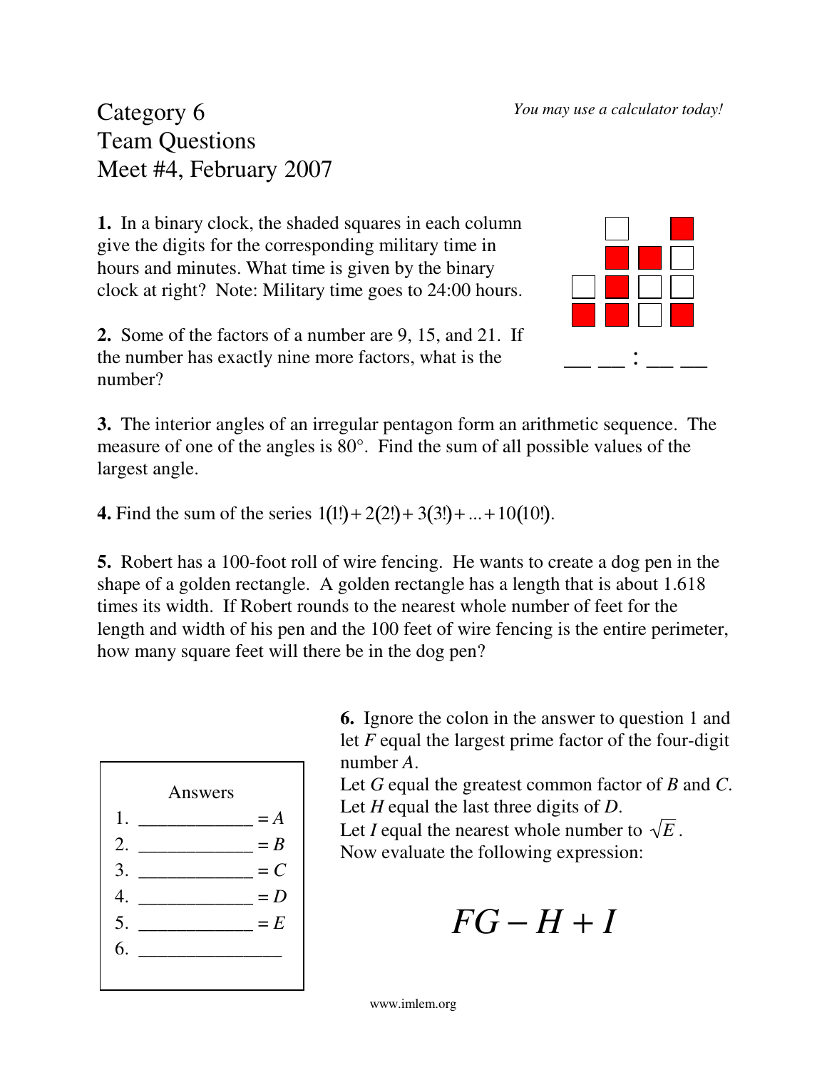Category 6
Team Questions
Meet #4, February 2007

*You may use a calculator today!*

**1.** In a binary clock, the shaded squares in each column give the digits for the corresponding military time in hours and minutes. What time is given by the binary clock at right? Note: Military time goes to 24:00 hours.

__ __ : __ __

**2.** Some of the factors of a number are 9, 15, and 21. If the number has exactly nine more factors, what is the number?

**3.** The interior angles of an irregular pentagon form an arithmetic sequence. The measure of one of the angles is 80°. Find the sum of all possible values of the largest angle.

**4.** Find the sum of the series $1(1!) + 2(2!) + 3(3!) + ... + 10(10!)$.

**5.** Robert has a 100-foot roll of wire fencing. He wants to create a dog pen in the shape of a golden rectangle. A golden rectangle has a length that is about 1.618 times its width. If Robert rounds to the nearest whole number of feet for the length and width of his pen and the 100 feet of wire fencing is the entire perimeter, how many square feet will there be in the dog pen?

**6.** Ignore the colon in the answer to question 1 and let $F$ equal the largest prime factor of the four-digit number $A$.
Let $G$ equal the greatest common factor of $B$ and $C$.
Let $H$ equal the last three digits of $D$.
Let $I$ equal the nearest whole number to $\sqrt{E}$.
Now evaluate the following expression:

$$FG - H + I$$

Answers

1. ____________ = $A$
2. ____________ = $B$
3. ____________ = $C$
4. ____________ = $D$
5. ____________ = $E$
6. _______________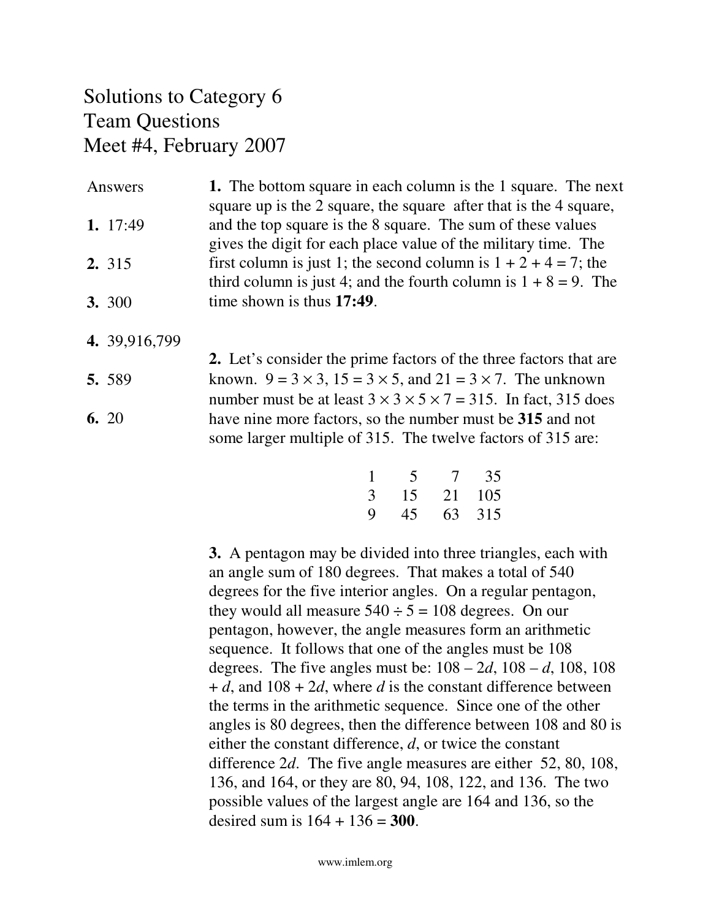# Solutions to Category 6
# Team Questions
# Meet #4, February 2007

Answers

**1.** 17:49

**2.** 315

**3.** 300

**4.** 39,916,799

**5.** 589

**6.** 20

**1.** The bottom square in each column is the 1 square. The next square up is the 2 square, the square after that is the 4 square, and the top square is the 8 square. The sum of these values gives the digit for each place value of the military time. The first column is just 1; the second column is $1 + 2 + 4 = 7$; the third column is just 4; and the fourth column is $1 + 8 = 9$. The time shown is thus **17:49**.

**2.** Let's consider the prime factors of the three factors that are known. $9 = 3 \times 3$, $15 = 3 \times 5$, and $21 = 3 \times 7$. The unknown number must be at least $3 \times 3 \times 5 \times 7 = 315$. In fact, 315 does have nine more factors, so the number must be **315** and not some larger multiple of 315. The twelve factors of 315 are:

| | | | |
|---|---|---|---|
| 1 | 5 | 7 | 35 |
| 3 | 15 | 21 | 105 |
| 9 | 45 | 63 | 315 |

**3.** A pentagon may be divided into three triangles, each with an angle sum of 180 degrees. That makes a total of 540 degrees for the five interior angles. On a regular pentagon, they would all measure $540 \div 5 = 108$ degrees. On our pentagon, however, the angle measures form an arithmetic sequence. It follows that one of the angles must be 108 degrees. The five angles must be: $108 - 2d$, $108 - d$, 108, $108 + d$, and $108 + 2d$, where $d$ is the constant difference between the terms in the arithmetic sequence. Since one of the other angles is 80 degrees, then the difference between 108 and 80 is either the constant difference, $d$, or twice the constant difference $2d$. The five angle measures are either 52, 80, 108, 136, and 164, or they are 80, 94, 108, 122, and 136. The two possible values of the largest angle are 164 and 136, so the desired sum is $164 + 136 =$ **300**.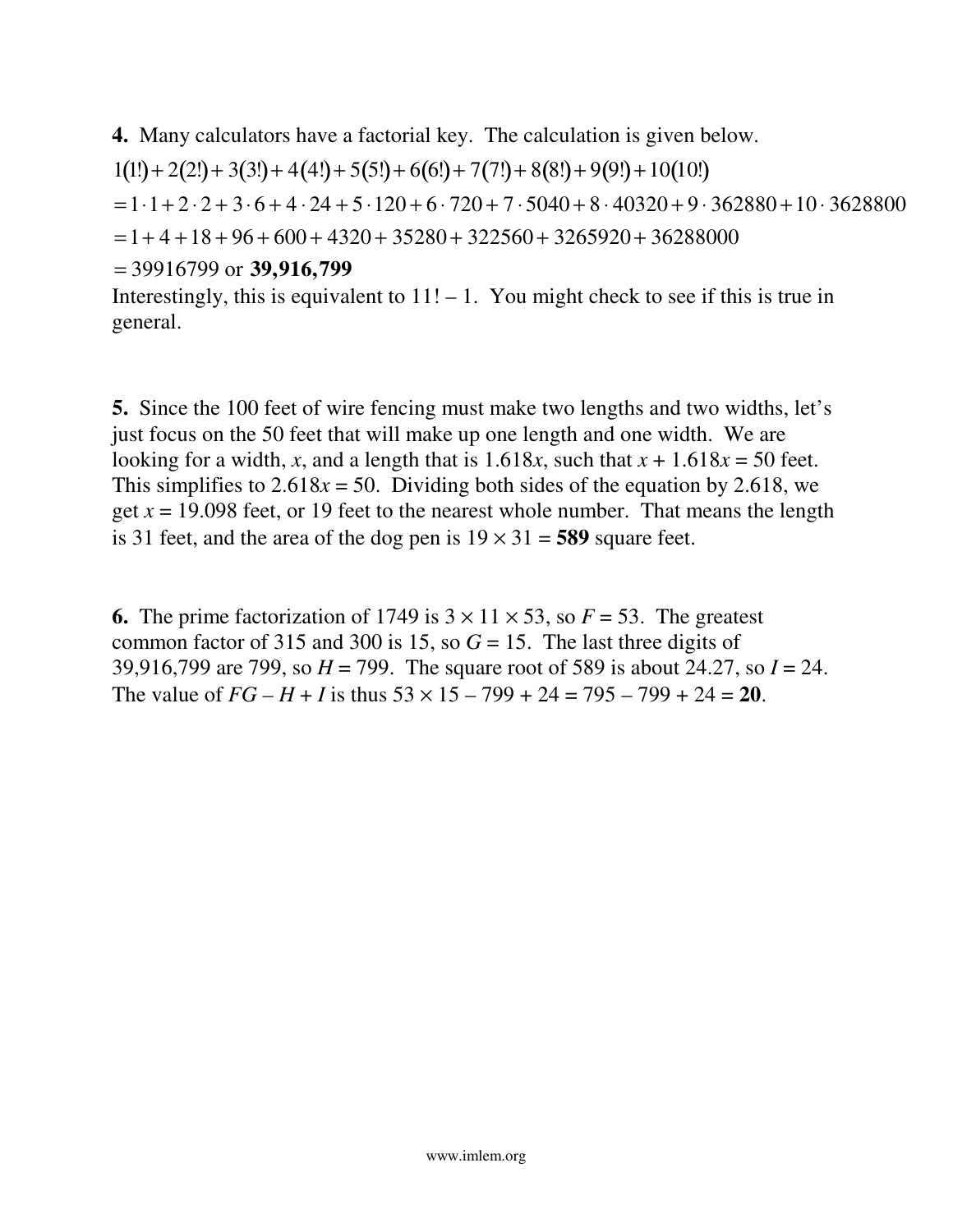**4.** Many calculators have a factorial key. The calculation is given below.

$$1(1!)+2(2!)+3(3!)+4(4!)+5(5!)+6(6!)+7(7!)+8(8!)+9(9!)+10(10!)$$

$$=1\cdot 1+2\cdot 2+3\cdot 6+4\cdot 24+5\cdot 120+6\cdot 720+7\cdot 5040+8\cdot 40320+9\cdot 362880+10\cdot 3628800$$

$$=1+4+18+96+600+4320+35280+322560+3265920+36288000$$

$= 39916799$ or **39,916,799**

Interestingly, this is equivalent to $11! - 1$. You might check to see if this is true in general.

**5.** Since the 100 feet of wire fencing must make two lengths and two widths, let's just focus on the 50 feet that will make up one length and one width. We are looking for a width, $x$, and a length that is $1.618x$, such that $x + 1.618x = 50$ feet. This simplifies to $2.618x = 50$. Dividing both sides of the equation by 2.618, we get $x = 19.098$ feet, or 19 feet to the nearest whole number. That means the length is 31 feet, and the area of the dog pen is $19 \times 31 =$ **589** square feet.

**6.** The prime factorization of 1749 is $3 \times 11 \times 53$, so $F = 53$. The greatest common factor of 315 and 300 is 15, so $G = 15$. The last three digits of 39,916,799 are 799, so $H = 799$. The square root of 589 is about 24.27, so $I = 24$. The value of $FG - H + I$ is thus $53 \times 15 - 799 + 24 = 795 - 799 + 24 =$ **20**.